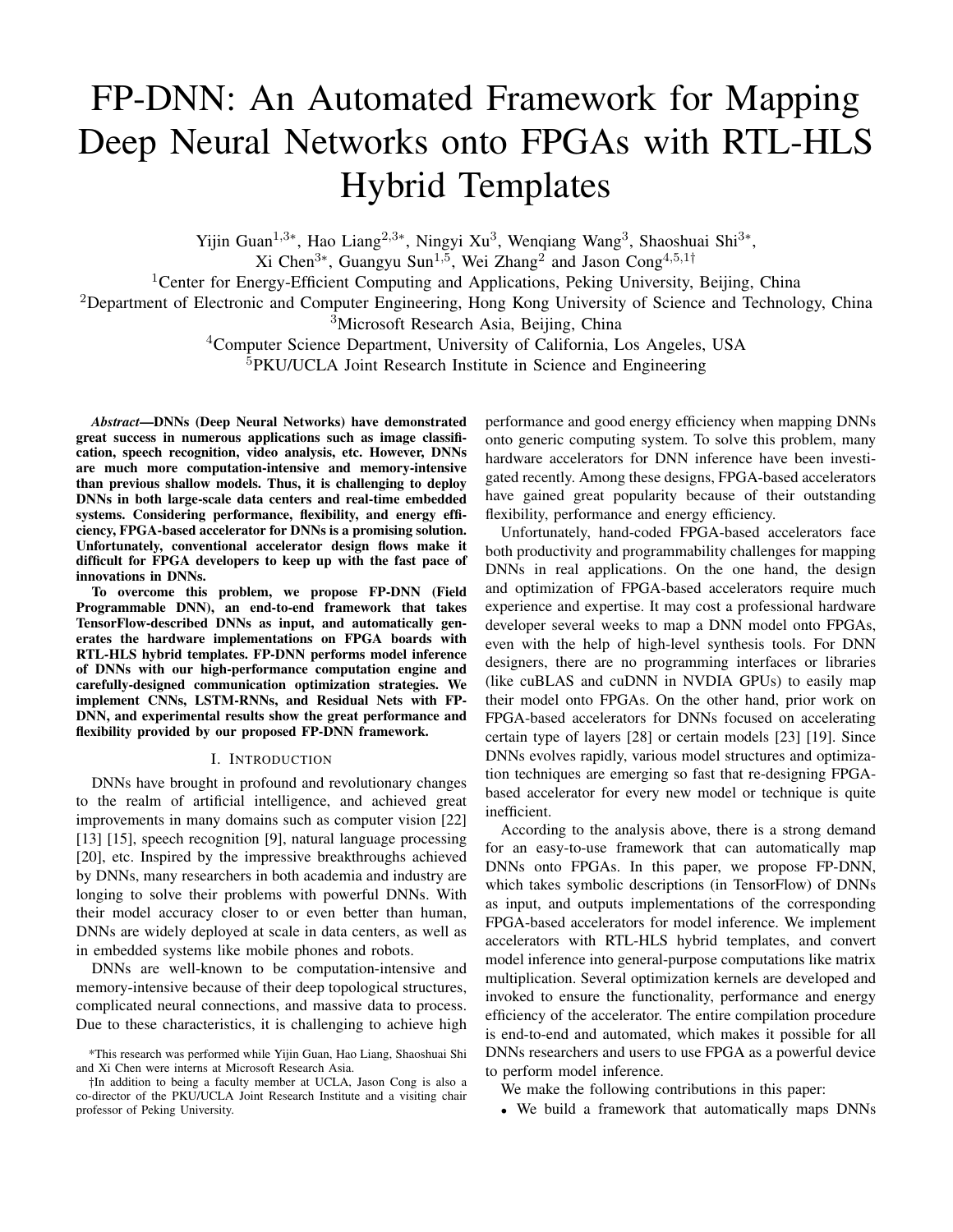# FP-DNN: An Automated Framework for Mapping Deep Neural Networks onto FPGAs with RTL-HLS Hybrid Templates

Yijin Guan[1,3*], Hao Liang[2,3*], Ningyi Xu[3], Wenqiang Wang[3], Shaoshuai Shi[3*],
Xi Chen[3*], Guangyu Sun[1,5], Wei Zhang[2] and Jason Cong[4,5,1†]

[1]Center for Energy-Efficient Computing and Applications, Peking University, Beijing, China
[2]Department of Electronic and Computer Engineering, Hong Kong University of Science and Technology, China
[3]Microsoft Research Asia, Beijing, China
[4]Computer Science Department, University of California, Los Angeles, USA
[5]PKU/UCLA Joint Research Institute in Science and Engineering

***Abstract*—DNNs (Deep Neural Networks) have demonstrated great success in numerous applications such as image classification, speech recognition, video analysis, etc. However, DNNs are much more computation-intensive and memory-intensive than previous shallow models. Thus, it is challenging to deploy DNNs in both large-scale data centers and real-time embedded systems. Considering performance, flexibility, and energy efficiency, FPGA-based accelerator for DNNs is a promising solution. Unfortunately, conventional accelerator design flows make it difficult for FPGA developers to keep up with the fast pace of innovations in DNNs.**

**To overcome this problem, we propose FP-DNN (Field Programmable DNN), an end-to-end framework that takes TensorFlow-described DNNs as input, and automatically generates the hardware implementations on FPGA boards with RTL-HLS hybrid templates. FP-DNN performs model inference of DNNs with our high-performance computation engine and carefully-designed communication optimization strategies. We implement CNNs, LSTM-RNNs, and Residual Nets with FP-DNN, and experimental results show the great performance and flexibility provided by our proposed FP-DNN framework.**

## I. Introduction

DNNs have brought in profound and revolutionary changes to the realm of artificial intelligence, and achieved great improvements in many domains such as computer vision [22] [13] [15], speech recognition [9], natural language processing [20], etc. Inspired by the impressive breakthroughs achieved by DNNs, many researchers in both academia and industry are longing to solve their problems with powerful DNNs. With their model accuracy closer to or even better than human, DNNs are widely deployed at scale in data centers, as well as in embedded systems like mobile phones and robots.

DNNs are well-known to be computation-intensive and memory-intensive because of their deep topological structures, complicated neural connections, and massive data to process. Due to these characteristics, it is challenging to achieve high performance and good energy efficiency when mapping DNNs onto generic computing system. To solve this problem, many hardware accelerators for DNN inference have been investigated recently. Among these designs, FPGA-based accelerators have gained great popularity because of their outstanding flexibility, performance and energy efficiency.

Unfortunately, hand-coded FPGA-based accelerators face both productivity and programmability challenges for mapping DNNs in real applications. On the one hand, the design and optimization of FPGA-based accelerators require much experience and expertise. It may cost a professional hardware developer several weeks to map a DNN model onto FPGAs, even with the help of high-level synthesis tools. For DNN designers, there are no programming interfaces or libraries (like cuBLAS and cuDNN in NVDIA GPUs) to easily map their model onto FPGAs. On the other hand, prior work on FPGA-based accelerators for DNNs focused on accelerating certain type of layers [28] or certain models [23] [19]. Since DNNs evolves rapidly, various model structures and optimization techniques are emerging so fast that re-designing FPGA-based accelerator for every new model or technique is quite inefficient.

According to the analysis above, there is a strong demand for an easy-to-use framework that can automatically map DNNs onto FPGAs. In this paper, we propose FP-DNN, which takes symbolic descriptions (in TensorFlow) of DNNs as input, and outputs implementations of the corresponding FPGA-based accelerators for model inference. We implement accelerators with RTL-HLS hybrid templates, and convert model inference into general-purpose computations like matrix multiplication. Several optimization kernels are developed and invoked to ensure the functionality, performance and energy efficiency of the accelerator. The entire compilation procedure is end-to-end and automated, which makes it possible for all DNNs researchers and users to use FPGA as a powerful device to perform model inference.

We make the following contributions in this paper:

- We build a framework that automatically maps DNNs

*This research was performed while Yijin Guan, Hao Liang, Shaoshuai Shi and Xi Chen were interns at Microsoft Research Asia.

†In addition to being a faculty member at UCLA, Jason Cong is also a co-director of the PKU/UCLA Joint Research Institute and a visiting chair professor of Peking University.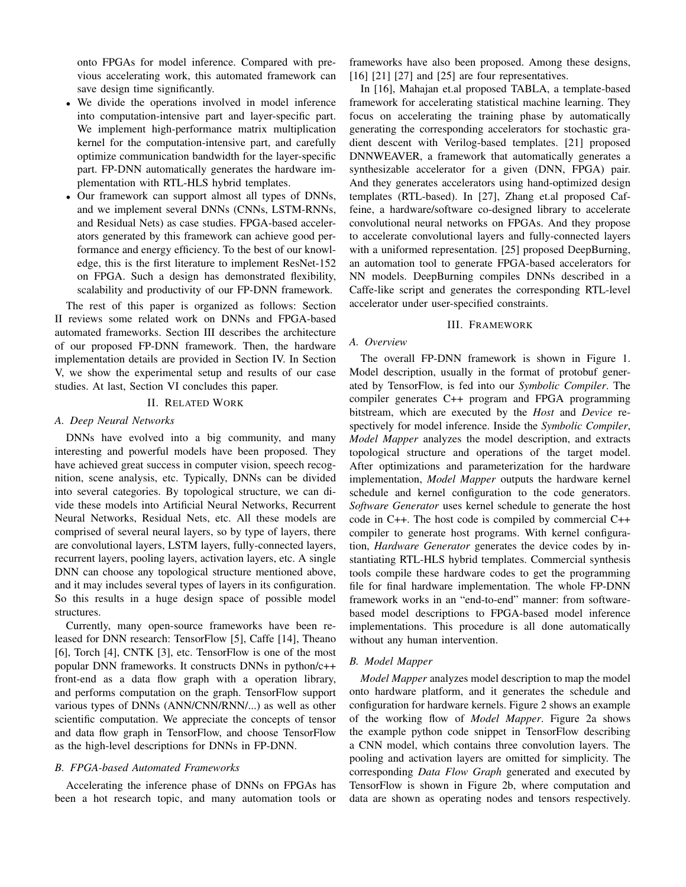onto FPGAs for model inference. Compared with previous accelerating work, this automated framework can save design time significantly.

- We divide the operations involved in model inference into computation-intensive part and layer-specific part. We implement high-performance matrix multiplication kernel for the computation-intensive part, and carefully optimize communication bandwidth for the layer-specific part. FP-DNN automatically generates the hardware implementation with RTL-HLS hybrid templates.
- Our framework can support almost all types of DNNs, and we implement several DNNs (CNNs, LSTM-RNNs, and Residual Nets) as case studies. FPGA-based accelerators generated by this framework can achieve good performance and energy efficiency. To the best of our knowledge, this is the first literature to implement ResNet-152 on FPGA. Such a design has demonstrated flexibility, scalability and productivity of our FP-DNN framework.

The rest of this paper is organized as follows: Section II reviews some related work on DNNs and FPGA-based automated frameworks. Section III describes the architecture of our proposed FP-DNN framework. Then, the hardware implementation details are provided in Section IV. In Section V, we show the experimental setup and results of our case studies. At last, Section VI concludes this paper.

## II. Related Work

### A. Deep Neural Networks

DNNs have evolved into a big community, and many interesting and powerful models have been proposed. They have achieved great success in computer vision, speech recognition, scene analysis, etc. Typically, DNNs can be divided into several categories. By topological structure, we can divide these models into Artificial Neural Networks, Recurrent Neural Networks, Residual Nets, etc. All these models are comprised of several neural layers, so by type of layers, there are convolutional layers, LSTM layers, fully-connected layers, recurrent layers, pooling layers, activation layers, etc. A single DNN can choose any topological structure mentioned above, and it may includes several types of layers in its configuration. So this results in a huge design space of possible model structures.

Currently, many open-source frameworks have been released for DNN research: TensorFlow [5], Caffe [14], Theano [6], Torch [4], CNTK [3], etc. TensorFlow is one of the most popular DNN frameworks. It constructs DNNs in python/c++ front-end as a data flow graph with a operation library, and performs computation on the graph. TensorFlow support various types of DNNs (ANN/CNN/RNN/...) as well as other scientific computation. We appreciate the concepts of tensor and data flow graph in TensorFlow, and choose TensorFlow as the high-level descriptions for DNNs in FP-DNN.

### B. FPGA-based Automated Frameworks

Accelerating the inference phase of DNNs on FPGAs has been a hot research topic, and many automation tools or frameworks have also been proposed. Among these designs, [16] [21] [27] and [25] are four representatives.

In [16], Mahajan et.al proposed TABLA, a template-based framework for accelerating statistical machine learning. They focus on accelerating the training phase by automatically generating the corresponding accelerators for stochastic gradient descent with Verilog-based templates. [21] proposed DNNWEAVER, a framework that automatically generates a synthesizable accelerator for a given (DNN, FPGA) pair. And they generates accelerators using hand-optimized design templates (RTL-based). In [27], Zhang et.al proposed Caffeine, a hardware/software co-designed library to accelerate convolutional neural networks on FPGAs. And they propose to accelerate convolutional layers and fully-connected layers with a uniformed representation. [25] proposed DeepBurning, an automation tool to generate FPGA-based accelerators for NN models. DeepBurning compiles DNNs described in a Caffe-like script and generates the corresponding RTL-level accelerator under user-specified constraints.

## III. Framework

### A. Overview

The overall FP-DNN framework is shown in Figure 1. Model description, usually in the format of protobuf generated by TensorFlow, is fed into our *Symbolic Compiler*. The compiler generates C++ program and FPGA programming bitstream, which are executed by the *Host* and *Device* respectively for model inference. Inside the *Symbolic Compiler*, *Model Mapper* analyzes the model description, and extracts topological structure and operations of the target model. After optimizations and parameterization for the hardware implementation, *Model Mapper* outputs the hardware kernel schedule and kernel configuration to the code generators. *Software Generator* uses kernel schedule to generate the host code in C++. The host code is compiled by commercial C++ compiler to generate host programs. With kernel configuration, *Hardware Generator* generates the device codes by instantiating RTL-HLS hybrid templates. Commercial synthesis tools compile these hardware codes to get the programming file for final hardware implementation. The whole FP-DNN framework works in an "end-to-end" manner: from software-based model descriptions to FPGA-based model inference implementations. This procedure is all done automatically without any human intervention.

### B. Model Mapper

*Model Mapper* analyzes model description to map the model onto hardware platform, and it generates the schedule and configuration for hardware kernels. Figure 2 shows an example of the working flow of *Model Mapper*. Figure 2a shows the example python code snippet in TensorFlow describing a CNN model, which contains three convolution layers. The pooling and activation layers are omitted for simplicity. The corresponding *Data Flow Graph* generated and executed by TensorFlow is shown in Figure 2b, where computation and data are shown as operating nodes and tensors respectively.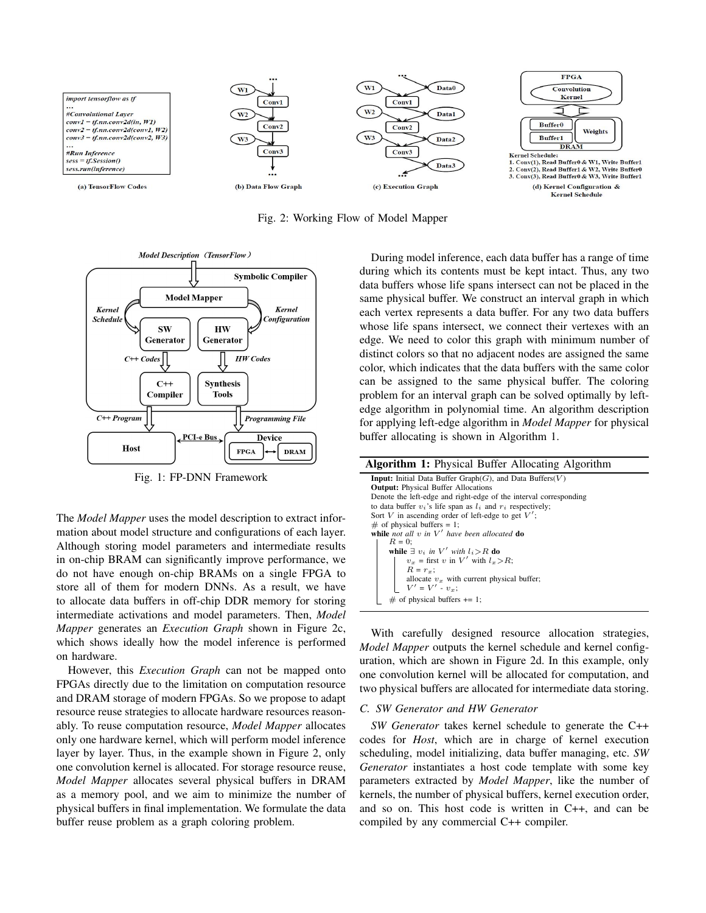Fig. 2: Working Flow of Model Mapper

Fig. 1: FP-DNN Framework

The *Model Mapper* uses the model description to extract information about model structure and configurations of each layer. Although storing model parameters and intermediate results in on-chip BRAM can significantly improve performance, we do not have enough on-chip BRAMs on a single FPGA to store all of them for modern DNNs. As a result, we have to allocate data buffers in off-chip DDR memory for storing intermediate activations and model parameters. Then, *Model Mapper* generates an *Execution Graph* shown in Figure 2c, which shows ideally how the model inference is performed on hardware.

However, this *Execution Graph* can not be mapped onto FPGAs directly due to the limitation on computation resource and DRAM storage of modern FPGAs. So we propose to adapt resource reuse strategies to allocate hardware resources reasonably. To reuse computation resource, *Model Mapper* allocates only one hardware kernel, which will perform model inference layer by layer. Thus, in the example shown in Figure 2, only one convolution kernel is allocated. For storage resource reuse, *Model Mapper* allocates several physical buffers in DRAM as a memory pool, and we aim to minimize the number of physical buffers in final implementation. We formulate the data buffer reuse problem as a graph coloring problem.

During model inference, each data buffer has a range of time during which its contents must be kept intact. Thus, any two data buffers whose life spans intersect can not be placed in the same physical buffer. We construct an interval graph in which each vertex represents a data buffer. For any two data buffers whose life spans intersect, we connect their vertexes with an edge. We need to color this graph with minimum number of distinct colors so that no adjacent nodes are assigned the same color, which indicates that the data buffers with the same color can be assigned to the same physical buffer. The coloring problem for an interval graph can be solved optimally by left-edge algorithm in polynomial time. An algorithm description for applying left-edge algorithm in *Model Mapper* for physical buffer allocating is shown in Algorithm 1.

**Algorithm 1:** Physical Buffer Allocating Algorithm

```
Input: Initial Data Buffer Graph(G), and Data Buffers(V)
Output: Physical Buffer Allocations
Denote the left-edge and right-edge of the interval corresponding
to data buffer v_i's life span as l_i and r_i respectively;
Sort V in ascending order of left-edge to get V';
# of physical buffers = 1;
while not all v in V' have been allocated do
    R = 0;
    while ∃ v_i in V' with l_i > R do
        v_x = first v in V' with l_x > R;
        R = r_x;
        allocate v_x with current physical buffer;
        V' = V' - v_x;
    # of physical buffers += 1;
```

With carefully designed resource allocation strategies, *Model Mapper* outputs the kernel schedule and kernel configuration, which are shown in Figure 2d. In this example, only one convolution kernel will be allocated for computation, and two physical buffers are allocated for intermediate data storing.

### C. SW Generator and HW Generator

*SW Generator* takes kernel schedule to generate the C++ codes for *Host*, which are in charge of kernel execution scheduling, model initializing, data buffer managing, etc. *SW Generator* instantiates a host code template with some key parameters extracted by *Model Mapper*, like the number of kernels, the number of physical buffers, kernel execution order, and so on. This host code is written in C++, and can be compiled by any commercial C++ compiler.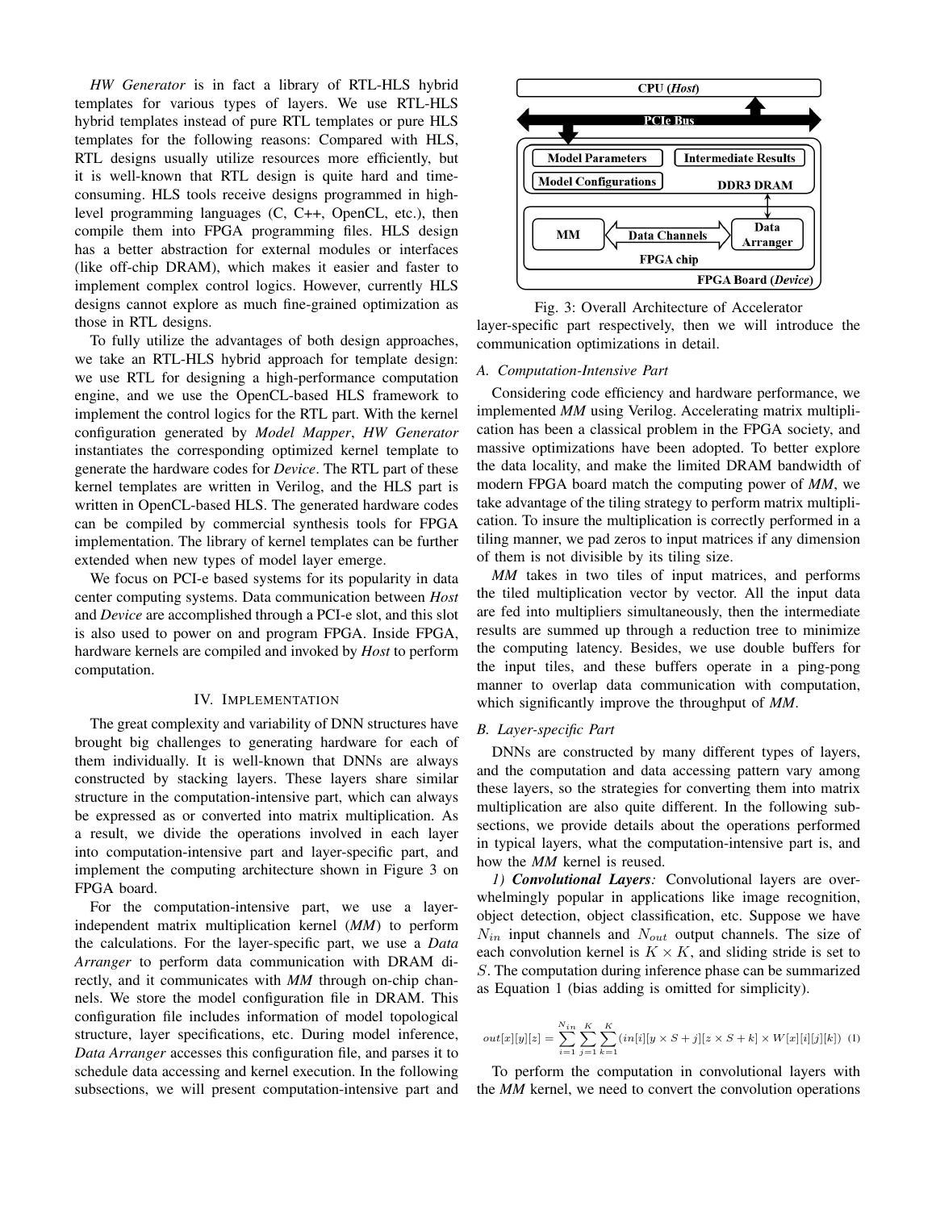*HW Generator* is in fact a library of RTL-HLS hybrid templates for various types of layers. We use RTL-HLS hybrid templates instead of pure RTL templates or pure HLS templates for the following reasons: Compared with HLS, RTL designs usually utilize resources more efficiently, but it is well-known that RTL design is quite hard and time-consuming. HLS tools receive designs programmed in high-level programming languages (C, C++, OpenCL, etc.), then compile them into FPGA programming files. HLS design has a better abstraction for external modules or interfaces (like off-chip DRAM), which makes it easier and faster to implement complex control logics. However, currently HLS designs cannot explore as much fine-grained optimization as those in RTL designs.

To fully utilize the advantages of both design approaches, we take an RTL-HLS hybrid approach for template design: we use RTL for designing a high-performance computation engine, and we use the OpenCL-based HLS framework to implement the control logics for the RTL part. With the kernel configuration generated by *Model Mapper*, *HW Generator* instantiates the corresponding optimized kernel template to generate the hardware codes for *Device*. The RTL part of these kernel templates are written in Verilog, and the HLS part is written in OpenCL-based HLS. The generated hardware codes can be compiled by commercial synthesis tools for FPGA implementation. The library of kernel templates can be further extended when new types of model layer emerge.

We focus on PCI-e based systems for its popularity in data center computing systems. Data communication between *Host* and *Device* are accomplished through a PCI-e slot, and this slot is also used to power on and program FPGA. Inside FPGA, hardware kernels are compiled and invoked by *Host* to perform computation.

## IV. Implementation

The great complexity and variability of DNN structures have brought big challenges to generating hardware for each of them individually. It is well-known that DNNs are always constructed by stacking layers. These layers share similar structure in the computation-intensive part, which can always be expressed as or converted into matrix multiplication. As a result, we divide the operations involved in each layer into computation-intensive part and layer-specific part, and implement the computing architecture shown in Figure 3 on FPGA board.

For the computation-intensive part, we use a layer-independent matrix multiplication kernel (*MM*) to perform the calculations. For the layer-specific part, we use a *Data Arranger* to perform data communication with DRAM directly, and it communicates with *MM* through on-chip channels. We store the model configuration file in DRAM. This configuration file includes information of model topological structure, layer specifications, etc. During model inference, *Data Arranger* accesses this configuration file, and parses it to schedule data accessing and kernel execution. In the following subsections, we will present computation-intensive part and layer-specific part respectively, then we will introduce the communication optimizations in detail.

CPU (*Host*)

PCIe Bus

Model Parameters | Intermediate Results | Model Configurations | DDR3 DRAM

MM | Data Channels | Data Arranger | FPGA chip

FPGA Board (*Device*)

Fig. 3: Overall Architecture of Accelerator

### A. Computation-Intensive Part

Considering code efficiency and hardware performance, we implemented *MM* using Verilog. Accelerating matrix multiplication has been a classical problem in the FPGA society, and massive optimizations have been adopted. To better explore the data locality, and make the limited DRAM bandwidth of modern FPGA board match the computing power of *MM*, we take advantage of the tiling strategy to perform matrix multiplication. To insure the multiplication is correctly performed in a tiling manner, we pad zeros to input matrices if any dimension of them is not divisible by its tiling size.

*MM* takes in two tiles of input matrices, and performs the tiled multiplication vector by vector. All the input data are fed into multipliers simultaneously, then the intermediate results are summed up through a reduction tree to minimize the computing latency. Besides, we use double buffers for the input tiles, and these buffers operate in a ping-pong manner to overlap data communication with computation, which significantly improve the throughput of *MM*.

### B. Layer-specific Part

DNNs are constructed by many different types of layers, and the computation and data accessing pattern vary among these layers, so the strategies for converting them into matrix multiplication are also quite different. In the following subsections, we provide details about the operations performed in typical layers, what the computation-intensive part is, and how the *MM* kernel is reused.

*1)* ***Convolutional Layers****:* Convolutional layers are overwhelmingly popular in applications like image recognition, object detection, object classification, etc. Suppose we have $N_{in}$ input channels and $N_{out}$ output channels. The size of each convolution kernel is $K \times K$, and sliding stride is set to $S$. The computation during inference phase can be summarized as Equation 1 (bias adding is omitted for simplicity).

$$out[x][y][z] = \sum_{i=1}^{N_{in}} \sum_{j=1}^{K} \sum_{k=1}^{K} (in[i][y \times S + j][z \times S + k] \times W[x][i][j][k]) \quad (1)$$

To perform the computation in convolutional layers with the *MM* kernel, we need to convert the convolution operations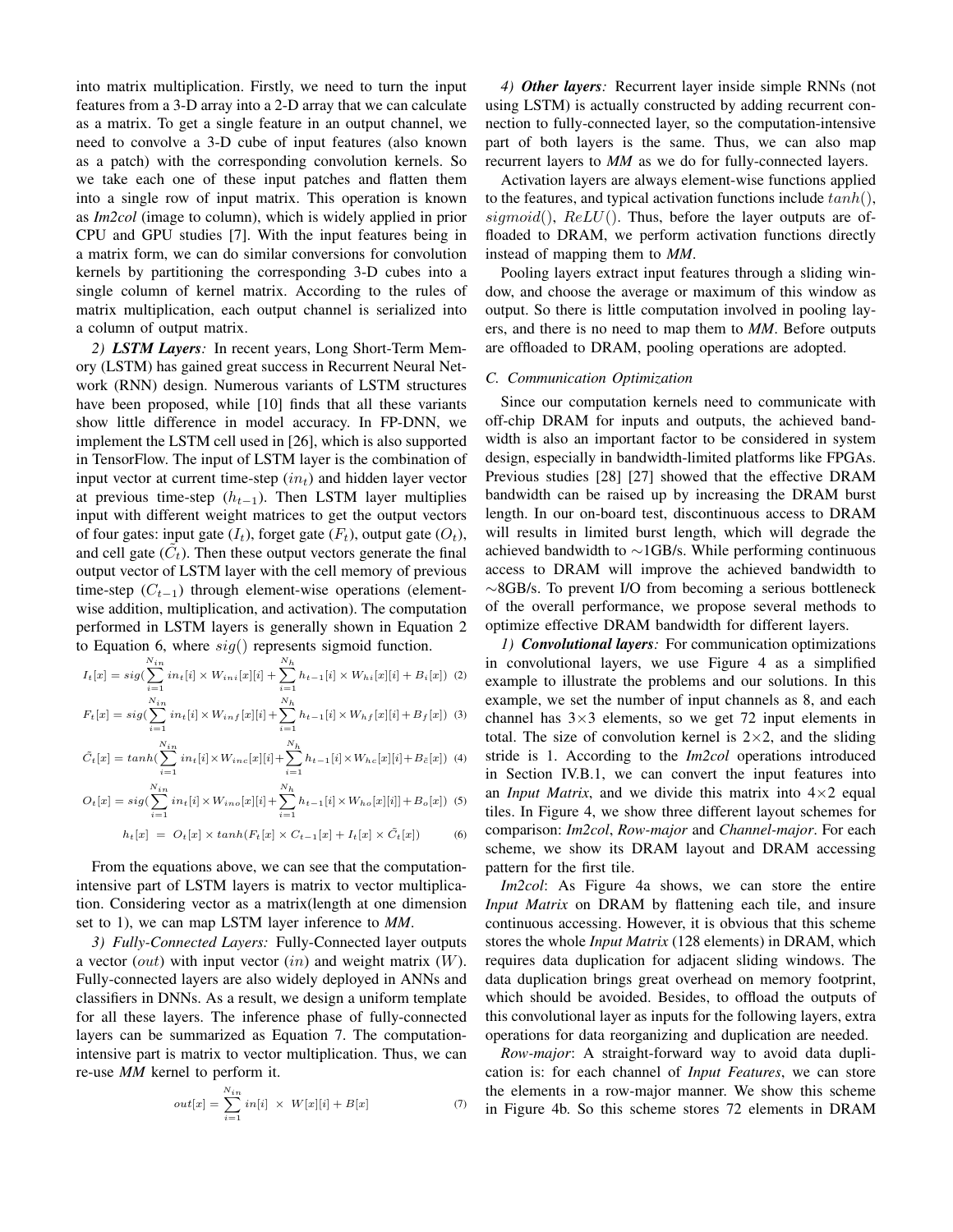into matrix multiplication. Firstly, we need to turn the input features from a 3-D array into a 2-D array that we can calculate as a matrix. To get a single feature in an output channel, we need to convolve a 3-D cube of input features (also known as a patch) with the corresponding convolution kernels. So we take each one of these input patches and flatten them into a single row of input matrix. This operation is known as *Im2col* (image to column), which is widely applied in prior CPU and GPU studies [7]. With the input features being in a matrix form, we can do similar conversions for convolution kernels by partitioning the corresponding 3-D cubes into a single column of kernel matrix. According to the rules of matrix multiplication, each output channel is serialized into a column of output matrix.

*2) **LSTM Layers**:* In recent years, Long Short-Term Memory (LSTM) has gained great success in Recurrent Neural Network (RNN) design. Numerous variants of LSTM structures have been proposed, while [10] finds that all these variants show little difference in model accuracy. In FP-DNN, we implement the LSTM cell used in [26], which is also supported in TensorFlow. The input of LSTM layer is the combination of input vector at current time-step ($in_t$) and hidden layer vector at previous time-step ($h_{t-1}$). Then LSTM layer multiplies input with different weight matrices to get the output vectors of four gates: input gate ($I_t$), forget gate ($F_t$), output gate ($O_t$), and cell gate ($\tilde{C}_t$). Then these output vectors generate the final output vector of LSTM layer with the cell memory of previous time-step ($C_{t-1}$) through element-wise operations (element-wise addition, multiplication, and activation). The computation performed in LSTM layers is generally shown in Equation 2 to Equation 6, where $sig()$ represents sigmoid function.

$$I_t[x] = sig(\sum_{i=1}^{N_{in}} in_t[i] \times W_{ini}[x][i] + \sum_{i=1}^{N_h} h_{t-1}[i] \times W_{hi}[x][i] + B_i[x]) \quad (2)$$

$$F_t[x] = sig(\sum_{i=1}^{N_{in}} in_t[i] \times W_{inf}[x][i] + \sum_{i=1}^{N_h} h_{t-1}[i] \times W_{hf}[x][i] + B_f[x]) \quad (3)$$

$$\tilde{C}_t[x] = tanh(\sum_{i=1}^{N_{in}} in_t[i] \times W_{inc}[x][i] + \sum_{i=1}^{N_h} h_{t-1}[i] \times W_{hc}[x][i] + B_{\tilde{c}}[x]) \quad (4)$$

$$O_t[x] = sig(\sum_{i=1}^{N_{in}} in_t[i] \times W_{ino}[x][i] + \sum_{i=1}^{N_h} h_{t-1}[i] \times W_{ho}[x][i]] + B_o[x]) \quad (5)$$

$$h_t[x] = O_t[x] \times tanh(F_t[x] \times C_{t-1}[x] + I_t[x] \times \tilde{C}_t[x]) \quad (6)$$

From the equations above, we can see that the computation-intensive part of LSTM layers is matrix to vector multiplication. Considering vector as a matrix(length at one dimension set to 1), we can map LSTM layer inference to *MM*.

*3) **Fully-Connected Layers:*** Fully-Connected layer outputs a vector ($out$) with input vector ($in$) and weight matrix ($W$). Fully-connected layers are also widely deployed in ANNs and classifiers in DNNs. As a result, we design a uniform template for all these layers. The inference phase of fully-connected layers can be summarized as Equation 7. The computation-intensive part is matrix to vector multiplication. Thus, we can re-use *MM* kernel to perform it.

$$out[x] = \sum_{i=1}^{N_{in}} in[i] \times W[x][i] + B[x] \quad (7)$$

*4) **Other layers**:* Recurrent layer inside simple RNNs (not using LSTM) is actually constructed by adding recurrent connection to fully-connected layer, so the computation-intensive part of both layers is the same. Thus, we can also map recurrent layers to *MM* as we do for fully-connected layers.

Activation layers are always element-wise functions applied to the features, and typical activation functions include $tanh()$, $sigmoid()$, $ReLU()$. Thus, before the layer outputs are offloaded to DRAM, we perform activation functions directly instead of mapping them to *MM*.

Pooling layers extract input features through a sliding window, and choose the average or maximum of this window as output. So there is little computation involved in pooling layers, and there is no need to map them to *MM*. Before outputs are offloaded to DRAM, pooling operations are adopted.

### C. Communication Optimization

Since our computation kernels need to communicate with off-chip DRAM for inputs and outputs, the achieved bandwidth is also an important factor to be considered in system design, especially in bandwidth-limited platforms like FPGAs. Previous studies [28] [27] showed that the effective DRAM bandwidth can be raised up by increasing the DRAM burst length. In our on-board test, discontinuous access to DRAM will results in limited burst length, which will degrade the achieved bandwidth to ~1GB/s. While performing continuous access to DRAM will improve the achieved bandwidth to ~8GB/s. To prevent I/O from becoming a serious bottleneck of the overall performance, we propose several methods to optimize effective DRAM bandwidth for different layers.

*1) **Convolutional layers**:* For communication optimizations in convolutional layers, we use Figure 4 as a simplified example to illustrate the problems and our solutions. In this example, we set the number of input channels as 8, and each channel has 3×3 elements, so we get 72 input elements in total. The size of convolution kernel is 2×2, and the sliding stride is 1. According to the *Im2col* operations introduced in Section IV.B.1, we can convert the input features into an *Input Matrix*, and we divide this matrix into 4×2 equal tiles. In Figure 4, we show three different layout schemes for comparison: *Im2col*, *Row-major* and *Channel-major*. For each scheme, we show its DRAM layout and DRAM accessing pattern for the first tile.

*Im2col*: As Figure 4a shows, we can store the entire *Input Matrix* on DRAM by flattening each tile, and insure continuous accessing. However, it is obvious that this scheme stores the whole *Input Matrix* (128 elements) in DRAM, which requires data duplication for adjacent sliding windows. The data duplication brings great overhead on memory footprint, which should be avoided. Besides, to offload the outputs of this convolutional layer as inputs for the following layers, extra operations for data reorganizing and duplication are needed.

*Row-major*: A straight-forward way to avoid data duplication is: for each channel of *Input Features*, we can store the elements in a row-major manner. We show this scheme in Figure 4b. So this scheme stores 72 elements in DRAM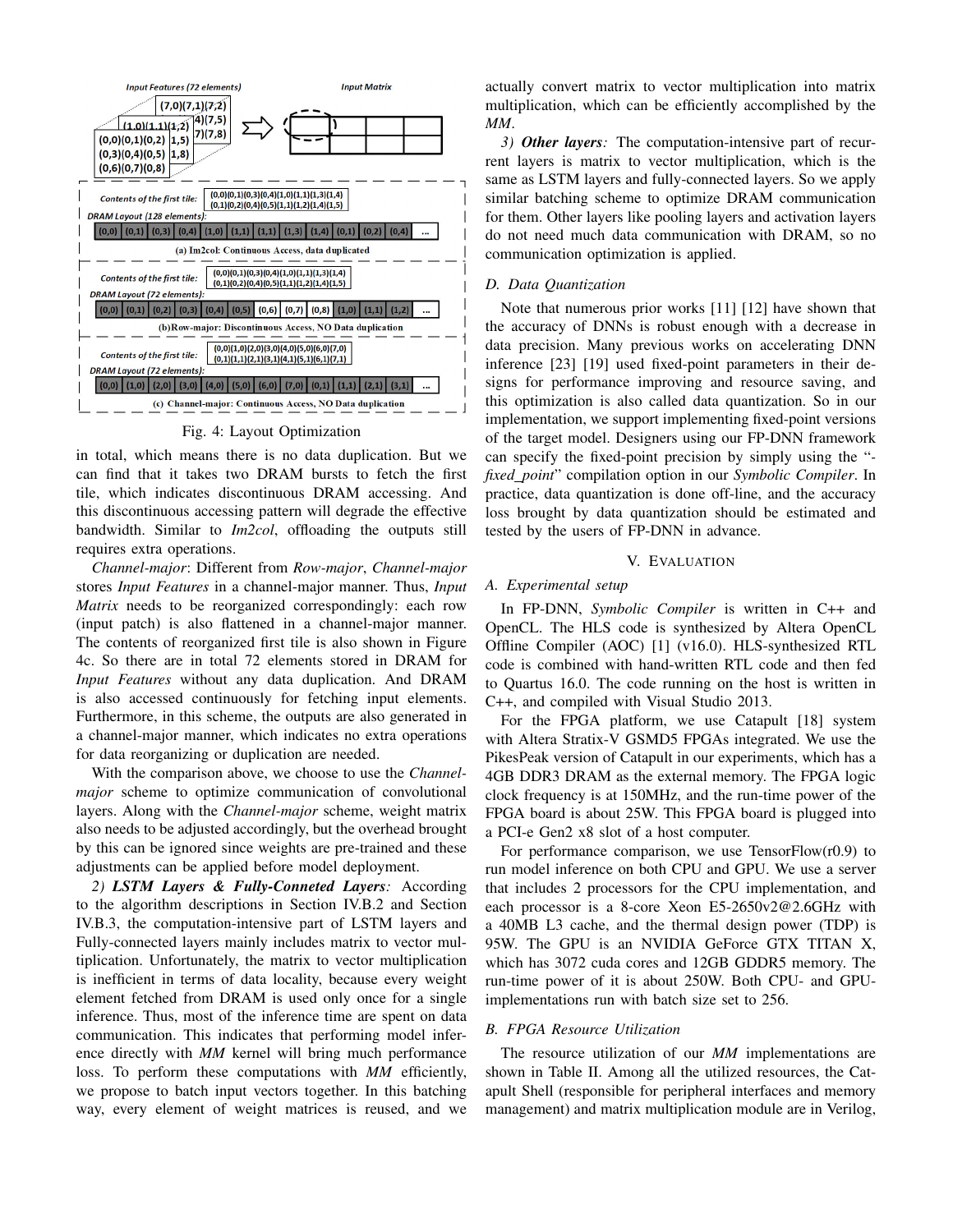Fig. 4: Layout Optimization

in total, which means there is no data duplication. But we can find that it takes two DRAM bursts to fetch the first tile, which indicates discontinuous DRAM accessing. And this discontinuous accessing pattern will degrade the effective bandwidth. Similar to *Im2col*, offloading the outputs still requires extra operations.

*Channel-major*: Different from *Row-major*, *Channel-major* stores *Input Features* in a channel-major manner. Thus, *Input Matrix* needs to be reorganized correspondingly: each row (input patch) is also flattened in a channel-major manner. The contents of reorganized first tile is also shown in Figure 4c. So there are in total 72 elements stored in DRAM for *Input Features* without any data duplication. And DRAM is also accessed continuously for fetching input elements. Furthermore, in this scheme, the outputs are also generated in a channel-major manner, which indicates no extra operations for data reorganizing or duplication are needed.

With the comparison above, we choose to use the *Channel-major* scheme to optimize communication of convolutional layers. Along with the *Channel-major* scheme, weight matrix also needs to be adjusted accordingly, but the overhead brought by this can be ignored since weights are pre-trained and these adjustments can be applied before model deployment.

*2) **LSTM Layers & Fully-Conneted Layers**:* According to the algorithm descriptions in Section IV.B.2 and Section IV.B.3, the computation-intensive part of LSTM layers and Fully-connected layers mainly includes matrix to vector multiplication. Unfortunately, the matrix to vector multiplication is inefficient in terms of data locality, because every weight element fetched from DRAM is used only once for a single inference. Thus, most of the inference time are spent on data communication. This indicates that performing model inference directly with *MM* kernel will bring much performance loss. To perform these computations with *MM* efficiently, we propose to batch input vectors together. In this batching way, every element of weight matrices is reused, and we actually convert matrix to vector multiplication into matrix multiplication, which can be efficiently accomplished by the *MM*.

*3) **Other layers**:* The computation-intensive part of recurrent layers is matrix to vector multiplication, which is the same as LSTM layers and fully-connected layers. So we apply similar batching scheme to optimize DRAM communication for them. Other layers like pooling layers and activation layers do not need much data communication with DRAM, so no communication optimization is applied.

### D. Data Quantization

Note that numerous prior works [11] [12] have shown that the accuracy of DNNs is robust enough with a decrease in data precision. Many previous works on accelerating DNN inference [23] [19] used fixed-point parameters in their designs for performance improving and resource saving, and this optimization is also called data quantization. So in our implementation, we support implementing fixed-point versions of the target model. Designers using our FP-DNN framework can specify the fixed-point precision by simply using the "-*fixed_point*" compilation option in our *Symbolic Compiler*. In practice, data quantization is done off-line, and the accuracy loss brought by data quantization should be estimated and tested by the users of FP-DNN in advance.

## V. Evaluation

### A. Experimental setup

In FP-DNN, *Symbolic Compiler* is written in C++ and OpenCL. The HLS code is synthesized by Altera OpenCL Offline Compiler (AOC) [1] (v16.0). HLS-synthesized RTL code is combined with hand-written RTL code and then fed to Quartus 16.0. The code running on the host is written in C++, and compiled with Visual Studio 2013.

For the FPGA platform, we use Catapult [18] system with Altera Stratix-V GSMD5 FPGAs integrated. We use the PikesPeak version of Catapult in our experiments, which has a 4GB DDR3 DRAM as the external memory. The FPGA logic clock frequency is at 150MHz, and the run-time power of the FPGA board is about 25W. This FPGA board is plugged into a PCI-e Gen2 x8 slot of a host computer.

For performance comparison, we use TensorFlow(r0.9) to run model inference on both CPU and GPU. We use a server that includes 2 processors for the CPU implementation, and each processor is a 8-core Xeon E5-2650v2@2.6GHz with a 40MB L3 cache, and the thermal design power (TDP) is 95W. The GPU is an NVIDIA GeForce GTX TITAN X, which has 3072 cuda cores and 12GB GDDR5 memory. The run-time power of it is about 250W. Both CPU- and GPU-implementations run with batch size set to 256.

### B. FPGA Resource Utilization

The resource utilization of our *MM* implementations are shown in Table II. Among all the utilized resources, the Catapult Shell (responsible for peripheral interfaces and memory management) and matrix multiplication module are in Verilog,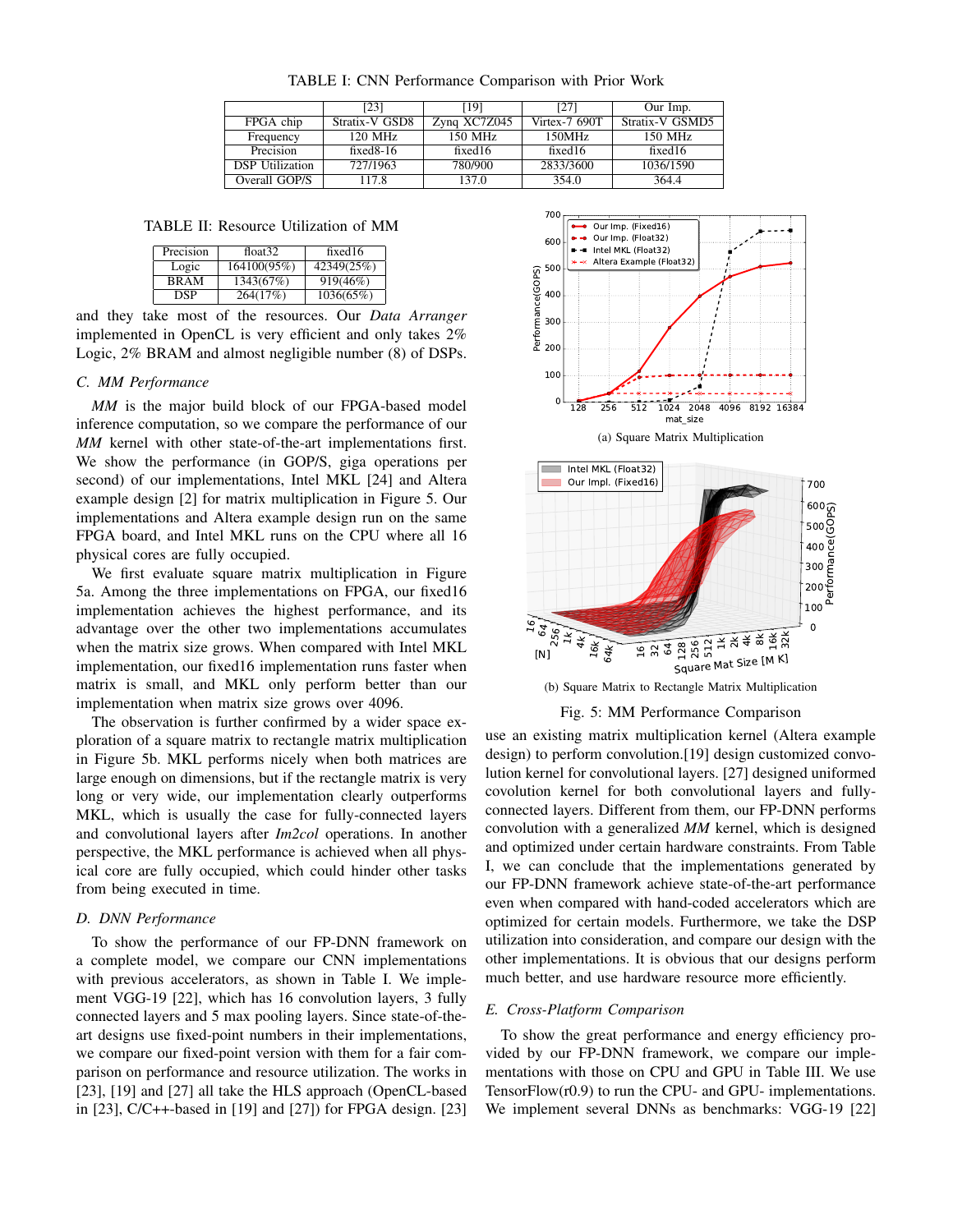TABLE I: CNN Performance Comparison with Prior Work

| | [23] | [19] | [27] | Our Imp. |
|---|---|---|---|---|
| FPGA chip | Stratix-V GSD8 | Zynq XC7Z045 | Virtex-7 690T | Stratix-V GSMD5 |
| Frequency | 120 MHz | 150 MHz | 150MHz | 150 MHz |
| Precision | fixed8-16 | fixed16 | fixed16 | fixed16 |
| DSP Utilization | 727/1963 | 780/900 | 2833/3600 | 1036/1590 |
| Overall GOP/S | 117.8 | 137.0 | 354.0 | 364.4 |

TABLE II: Resource Utilization of MM

| Precision | float32 | fixed16 |
|---|---|---|
| Logic | 164100(95%) | 42349(25%) |
| BRAM | 1343(67%) | 919(46%) |
| DSP | 264(17%) | 1036(65%) |

and they take most of the resources. Our *Data Arranger* implemented in OpenCL is very efficient and only takes 2% Logic, 2% BRAM and almost negligible number (8) of DSPs.

### C. MM Performance

*MM* is the major build block of our FPGA-based model inference computation, so we compare the performance of our *MM* kernel with other state-of-the-art implementations first. We show the performance (in GOP/S, giga operations per second) of our implementations, Intel MKL [24] and Altera example design [2] for matrix multiplication in Figure 5. Our implementations and Altera example design run on the same FPGA board, and Intel MKL runs on the CPU where all 16 physical cores are fully occupied.

We first evaluate square matrix multiplication in Figure 5a. Among the three implementations on FPGA, our fixed16 implementation achieves the highest performance, and its advantage over the other two implementations accumulates when the matrix size grows. When compared with Intel MKL implementation, our fixed16 implementation runs faster when matrix is small, and MKL only perform better than our implementation when matrix size grows over 4096.

The observation is further confirmed by a wider space exploration of a square matrix to rectangle matrix multiplication in Figure 5b. MKL performs nicely when both matrices are large enough on dimensions, but if the rectangle matrix is very long or very wide, our implementation clearly outperforms MKL, which is usually the case for fully-connected layers and convolutional layers after *Im2col* operations. In another perspective, the MKL performance is achieved when all physical core are fully occupied, which could hinder other tasks from being executed in time.

(a) Square Matrix Multiplication

(b) Square Matrix to Rectangle Matrix Multiplication

Fig. 5: MM Performance Comparison

### D. DNN Performance

To show the performance of our FP-DNN framework on a complete model, we compare our CNN implementations with previous accelerators, as shown in Table I. We implement VGG-19 [22], which has 16 convolution layers, 3 fully connected layers and 5 max pooling layers. Since state-of-the-art designs use fixed-point numbers in their implementations, we compare our fixed-point version with them for a fair comparison on performance and resource utilization. The works in [23], [19] and [27] all take the HLS approach (OpenCL-based in [23], C/C++-based in [19] and [27]) for FPGA design. [23] use an existing matrix multiplication kernel (Altera example design) to perform convolution.[19] design customized convolution kernel for convolutional layers. [27] designed uniformed covolution kernel for both convolutional layers and fully-connected layers. Different from them, our FP-DNN performs convolution with a generalized *MM* kernel, which is designed and optimized under certain hardware constraints. From Table I, we can conclude that the implementations generated by our FP-DNN framework achieve state-of-the-art performance even when compared with hand-coded accelerators which are optimized for certain models. Furthermore, we take the DSP utilization into consideration, and compare our design with the other implementations. It is obvious that our designs perform much better, and use hardware resource more efficiently.

### E. Cross-Platform Comparison

To show the great performance and energy efficiency provided by our FP-DNN framework, we compare our implementations with those on CPU and GPU in Table III. We use TensorFlow(r0.9) to run the CPU- and GPU- implementations. We implement several DNNs as benchmarks: VGG-19 [22]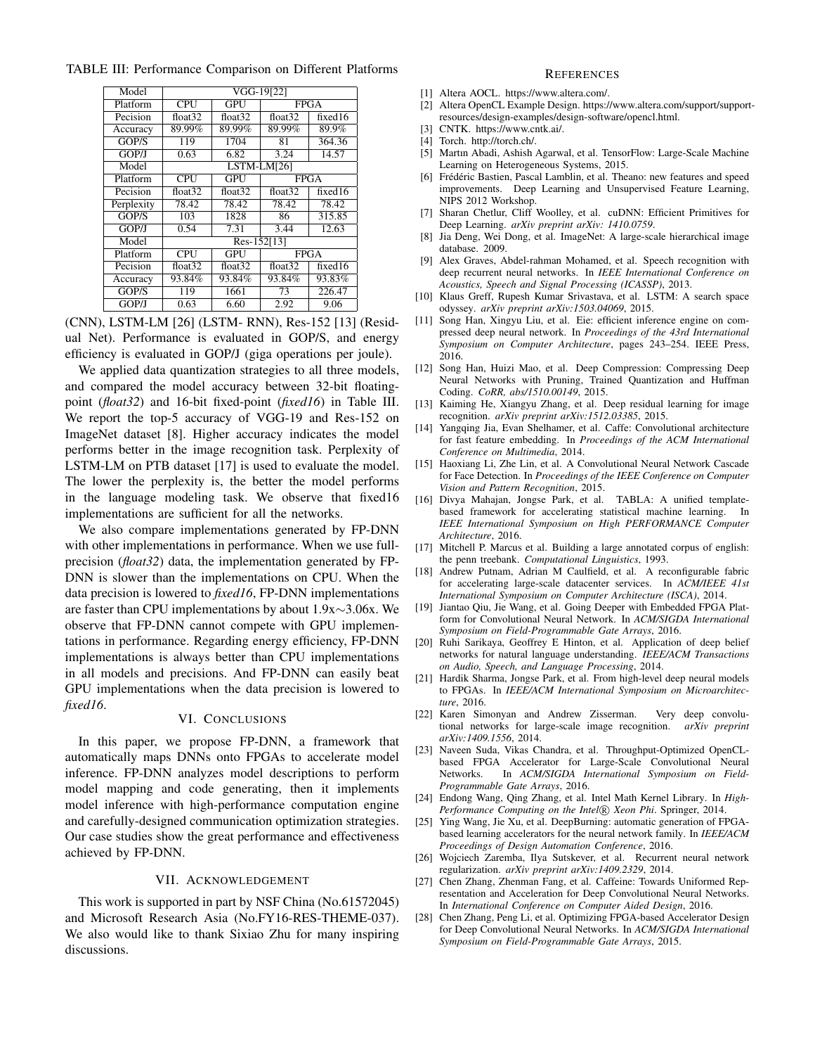TABLE III: Performance Comparison on Different Platforms

| Model | VGG-19[22] | | | |
|---|---|---|---|---|
| Platform | CPU | GPU | FPGA | |
| Pecision | float32 | float32 | float32 | fixed16 |
| Accuracy | 89.99% | 89.99% | 89.99% | 89.9% |
| GOP/S | 119 | 1704 | 81 | 364.36 |
| GOP/J | 0.63 | 6.82 | 3.24 | 14.57 |
| Model | LSTM-LM[26] | | | |
| Platform | CPU | GPU | FPGA | |
| Pecision | float32 | float32 | float32 | fixed16 |
| Perplexity | 78.42 | 78.42 | 78.42 | 78.42 |
| GOP/S | 103 | 1828 | 86 | 315.85 |
| GOP/J | 0.54 | 7.31 | 3.44 | 12.63 |
| Model | Res-152[13] | | | |
| Platform | CPU | GPU | FPGA | |
| Pecision | float32 | float32 | float32 | fixed16 |
| Accuracy | 93.84% | 93.84% | 93.84% | 93.83% |
| GOP/S | 119 | 1661 | 73 | 226.47 |
| GOP/J | 0.63 | 6.60 | 2.92 | 9.06 |

(CNN), LSTM-LM [26] (LSTM- RNN), Res-152 [13] (Residual Net). Performance is evaluated in GOP/S, and energy efficiency is evaluated in GOP/J (giga operations per joule).

We applied data quantization strategies to all three models, and compared the model accuracy between 32-bit floating-point (*float32*) and 16-bit fixed-point (*fixed16*) in Table III. We report the top-5 accuracy of VGG-19 and Res-152 on ImageNet dataset [8]. Higher accuracy indicates the model performs better in the image recognition task. Perplexity of LSTM-LM on PTB dataset [17] is used to evaluate the model. The lower the perplexity is, the better the model performs in the language modeling task. We observe that fixed16 implementations are sufficient for all the networks.

We also compare implementations generated by FP-DNN with other implementations in performance. When we use full-precision (*float32*) data, the implementation generated by FP-DNN is slower than the implementations on CPU. When the data precision is lowered to *fixed16*, FP-DNN implementations are faster than CPU implementations by about 1.9x$\sim$3.06x. We observe that FP-DNN cannot compete with GPU implementations in performance. Regarding energy efficiency, FP-DNN implementations is always better than CPU implementations in all models and precisions. And FP-DNN can easily beat GPU implementations when the data precision is lowered to *fixed16*.

## VI. Conclusions

In this paper, we propose FP-DNN, a framework that automatically maps DNNs onto FPGAs to accelerate model inference. FP-DNN analyzes model descriptions to perform model mapping and code generating, then it implements model inference with high-performance computation engine and carefully-designed communication optimization strategies. Our case studies show the great performance and effectiveness achieved by FP-DNN.

## VII. Acknowledgement

This work is supported in part by NSF China (No.61572045) and Microsoft Research Asia (No.FY16-RES-THEME-037). We also would like to thank Sixiao Zhu for many inspiring discussions.

## References

[1] Altera AOCL. https://www.altera.com/.

[2] Altera OpenCL Example Design. https://www.altera.com/support/support-resources/design-examples/design-software/opencl.html.

[3] CNTK. https://www.cntk.ai/.

[4] Torch. http://torch.ch/.

[5] Martın Abadi, Ashish Agarwal, et al. TensorFlow: Large-Scale Machine Learning on Heterogeneous Systems, 2015.

[6] Frédéric Bastien, Pascal Lamblin, et al. Theano: new features and speed improvements. Deep Learning and Unsupervised Feature Learning, NIPS 2012 Workshop.

[7] Sharan Chetlur, Cliff Woolley, et al. cuDNN: Efficient Primitives for Deep Learning. *arXiv preprint arXiv: 1410.0759*.

[8] Jia Deng, Wei Dong, et al. ImageNet: A large-scale hierarchical image database. 2009.

[9] Alex Graves, Abdel-rahman Mohamed, et al. Speech recognition with deep recurrent neural networks. In *IEEE International Conference on Acoustics, Speech and Signal Processing (ICASSP)*, 2013.

[10] Klaus Greff, Rupesh Kumar Srivastava, et al. LSTM: A search space odyssey. *arXiv preprint arXiv:1503.04069*, 2015.

[11] Song Han, Xingyu Liu, et al. Eie: efficient inference engine on compressed deep neural network. In *Proceedings of the 43rd International Symposium on Computer Architecture*, pages 243–254. IEEE Press, 2016.

[12] Song Han, Huizi Mao, et al. Deep Compression: Compressing Deep Neural Networks with Pruning, Trained Quantization and Huffman Coding. *CoRR, abs/1510.00149*, 2015.

[13] Kaiming He, Xiangyu Zhang, et al. Deep residual learning for image recognition. *arXiv preprint arXiv:1512.03385*, 2015.

[14] Yangqing Jia, Evan Shelhamer, et al. Caffe: Convolutional architecture for fast feature embedding. In *Proceedings of the ACM International Conference on Multimedia*, 2014.

[15] Haoxiang Li, Zhe Lin, et al. A Convolutional Neural Network Cascade for Face Detection. In *Proceedings of the IEEE Conference on Computer Vision and Pattern Recognition*, 2015.

[16] Divya Mahajan, Jongse Park, et al. TABLA: A unified template-based framework for accelerating statistical machine learning. In *IEEE International Symposium on High PERFORMANCE Computer Architecture*, 2016.

[17] Mitchell P. Marcus et al. Building a large annotated corpus of english: the penn treebank. *Computational Linguistics*, 1993.

[18] Andrew Putnam, Adrian M Caulfield, et al. A reconfigurable fabric for accelerating large-scale datacenter services. In *ACM/IEEE 41st International Symposium on Computer Architecture (ISCA)*, 2014.

[19] Jiantao Qiu, Jie Wang, et al. Going Deeper with Embedded FPGA Platform for Convolutional Neural Network. In *ACM/SIGDA International Symposium on Field-Programmable Gate Arrays*, 2016.

[20] Ruhi Sarikaya, Geoffrey E Hinton, et al. Application of deep belief networks for natural language understanding. *IEEE/ACM Transactions on Audio, Speech, and Language Processing*, 2014.

[21] Hardik Sharma, Jongse Park, et al. From high-level deep neural models to FPGAs. In *IEEE/ACM International Symposium on Microarchitecture*, 2016.

[22] Karen Simonyan and Andrew Zisserman. Very deep convolutional networks for large-scale image recognition. *arXiv preprint arXiv:1409.1556*, 2014.

[23] Naveen Suda, Vikas Chandra, et al. Throughput-Optimized OpenCL-based FPGA Accelerator for Large-Scale Convolutional Neural Networks. In *ACM/SIGDA International Symposium on Field-Programmable Gate Arrays*, 2016.

[24] Endong Wang, Qing Zhang, et al. Intel Math Kernel Library. In *High-Performance Computing on the Intel® Xeon Phi*. Springer, 2014.

[25] Ying Wang, Jie Xu, et al. DeepBurning: automatic generation of FPGA-based learning accelerators for the neural network family. In *IEEE/ACM Proceedings of Design Automation Conference*, 2016.

[26] Wojciech Zaremba, Ilya Sutskever, et al. Recurrent neural network regularization. *arXiv preprint arXiv:1409.2329*, 2014.

[27] Chen Zhang, Zhenman Fang, et al. Caffeine: Towards Uniformed Representation and Acceleration for Deep Convolutional Neural Networks. In *International Conference on Computer Aided Design*, 2016.

[28] Chen Zhang, Peng Li, et al. Optimizing FPGA-based Accelerator Design for Deep Convolutional Neural Networks. In *ACM/SIGDA International Symposium on Field-Programmable Gate Arrays*, 2015.